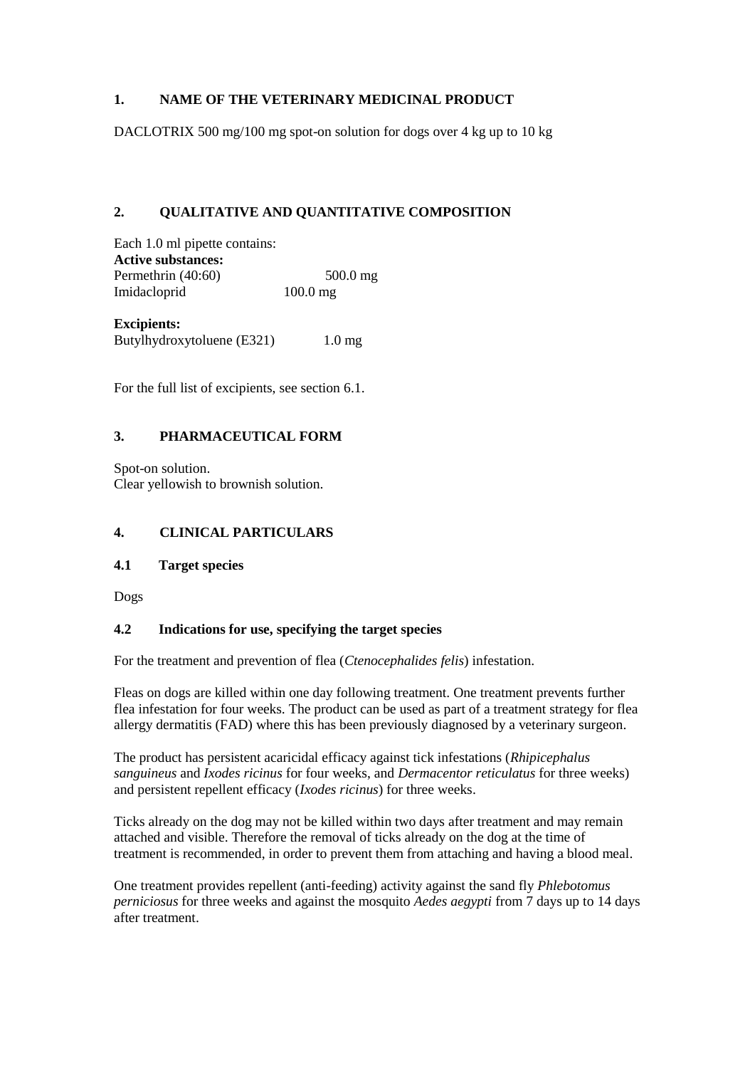## 1. NAME OF THE VETERINARY MEDICINAL PRODUCT

DACLOTRIX 500 mg/100 mg spot-on solution for dogs over 4 kg up to 10 kg

## 2. QUALITATIVE AND QUANTITATIVE COMPOSITION

Each 1.0 ml pipette contains:

**Active substances:**

| | |
|---|---|
| Permethrin (40:60) | 500.0 mg |
| Imidacloprid | 100.0 mg |

**Excipients:**

| | |
|---|---|
| Butylhydroxytoluene (E321) | 1.0 mg |

For the full list of excipients, see section 6.1.

## 3. PHARMACEUTICAL FORM

Spot-on solution.
Clear yellowish to brownish solution.

## 4. CLINICAL PARTICULARS

### 4.1 Target species

Dogs

### 4.2 Indications for use, specifying the target species

For the treatment and prevention of flea (*Ctenocephalides felis*) infestation.

Fleas on dogs are killed within one day following treatment. One treatment prevents further flea infestation for four weeks. The product can be used as part of a treatment strategy for flea allergy dermatitis (FAD) where this has been previously diagnosed by a veterinary surgeon.

The product has persistent acaricidal efficacy against tick infestations (*Rhipicephalus sanguineus* and *Ixodes ricinus* for four weeks, and *Dermacentor reticulatus* for three weeks) and persistent repellent efficacy (*Ixodes ricinus*) for three weeks.

Ticks already on the dog may not be killed within two days after treatment and may remain attached and visible. Therefore the removal of ticks already on the dog at the time of treatment is recommended, in order to prevent them from attaching and having a blood meal.

One treatment provides repellent (anti-feeding) activity against the sand fly *Phlebotomus perniciosus* for three weeks and against the mosquito *Aedes aegypti* from 7 days up to 14 days after treatment.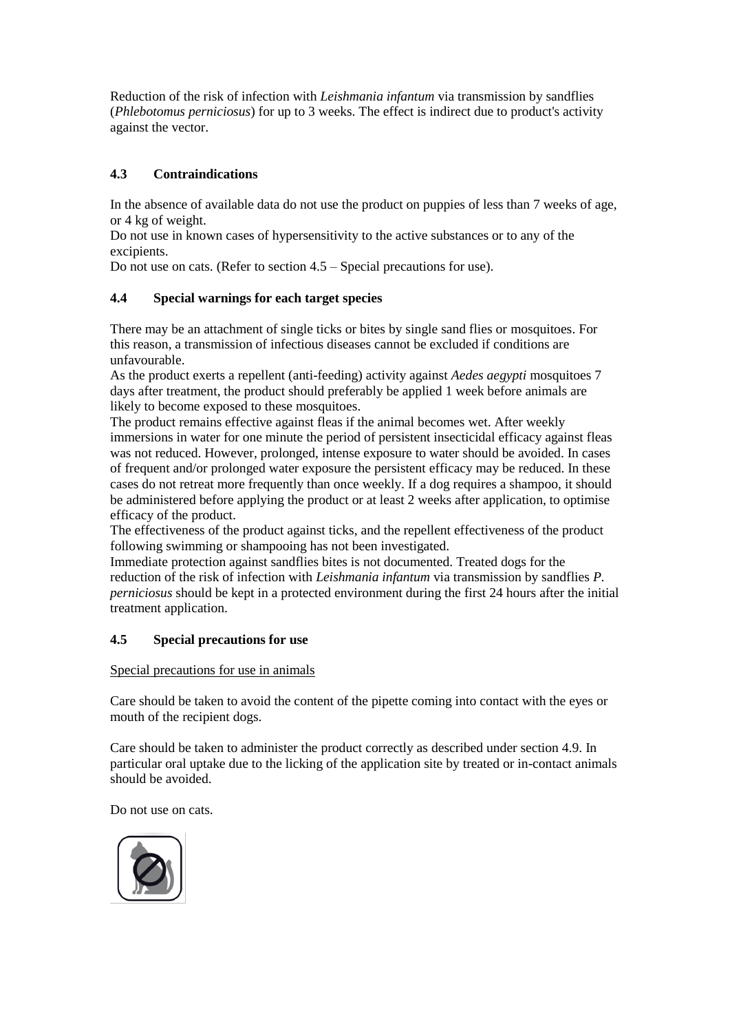Reduction of the risk of infection with *Leishmania infantum* via transmission by sandflies (*Phlebotomus perniciosus*) for up to 3 weeks. The effect is indirect due to product's activity against the vector.

### 4.3 Contraindications

In the absence of available data do not use the product on puppies of less than 7 weeks of age, or 4 kg of weight.
Do not use in known cases of hypersensitivity to the active substances or to any of the excipients.
Do not use on cats. (Refer to section 4.5 – Special precautions for use).

### 4.4 Special warnings for each target species

There may be an attachment of single ticks or bites by single sand flies or mosquitoes. For this reason, a transmission of infectious diseases cannot be excluded if conditions are unfavourable.
As the product exerts a repellent (anti-feeding) activity against *Aedes aegypti* mosquitoes 7 days after treatment, the product should preferably be applied 1 week before animals are likely to become exposed to these mosquitoes.
The product remains effective against fleas if the animal becomes wet. After weekly immersions in water for one minute the period of persistent insecticidal efficacy against fleas was not reduced. However, prolonged, intense exposure to water should be avoided. In cases of frequent and/or prolonged water exposure the persistent efficacy may be reduced. In these cases do not retreat more frequently than once weekly. If a dog requires a shampoo, it should be administered before applying the product or at least 2 weeks after application, to optimise efficacy of the product.
The effectiveness of the product against ticks, and the repellent effectiveness of the product following swimming or shampooing has not been investigated.
Immediate protection against sandflies bites is not documented. Treated dogs for the reduction of the risk of infection with *Leishmania infantum* via transmission by sandflies *P. perniciosus* should be kept in a protected environment during the first 24 hours after the initial treatment application.

### 4.5 Special precautions for use

Special precautions for use in animals

Care should be taken to avoid the content of the pipette coming into contact with the eyes or mouth of the recipient dogs.

Care should be taken to administer the product correctly as described under section 4.9. In particular oral uptake due to the licking of the application site by treated or in-contact animals should be avoided.

Do not use on cats.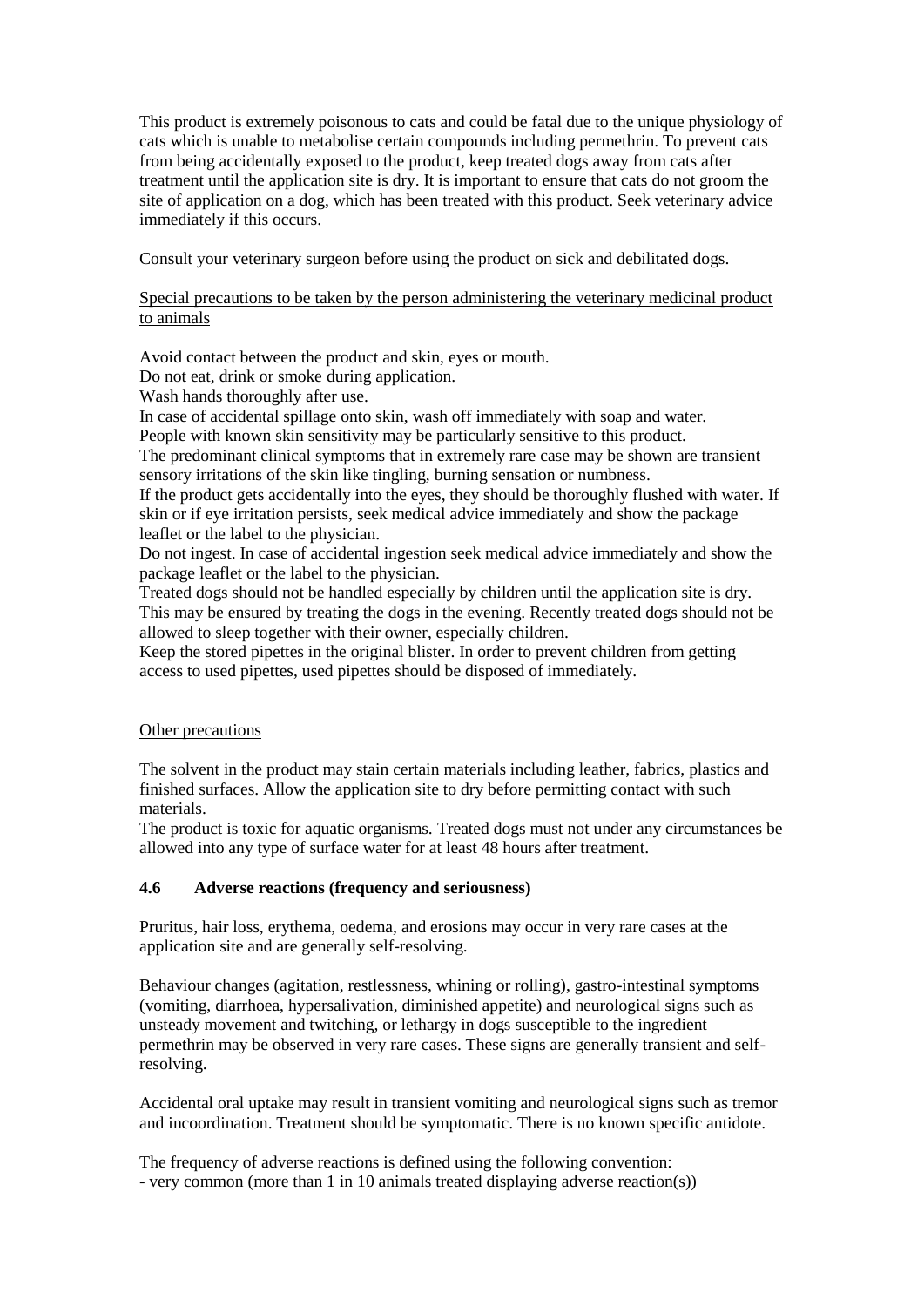This product is extremely poisonous to cats and could be fatal due to the unique physiology of cats which is unable to metabolise certain compounds including permethrin. To prevent cats from being accidentally exposed to the product, keep treated dogs away from cats after treatment until the application site is dry. It is important to ensure that cats do not groom the site of application on a dog, which has been treated with this product. Seek veterinary advice immediately if this occurs.

Consult your veterinary surgeon before using the product on sick and debilitated dogs.

Special precautions to be taken by the person administering the veterinary medicinal product to animals

Avoid contact between the product and skin, eyes or mouth.
Do not eat, drink or smoke during application.
Wash hands thoroughly after use.
In case of accidental spillage onto skin, wash off immediately with soap and water.
People with known skin sensitivity may be particularly sensitive to this product.
The predominant clinical symptoms that in extremely rare case may be shown are transient sensory irritations of the skin like tingling, burning sensation or numbness.
If the product gets accidentally into the eyes, they should be thoroughly flushed with water. If skin or if eye irritation persists, seek medical advice immediately and show the package leaflet or the label to the physician.
Do not ingest. In case of accidental ingestion seek medical advice immediately and show the package leaflet or the label to the physician.
Treated dogs should not be handled especially by children until the application site is dry. This may be ensured by treating the dogs in the evening. Recently treated dogs should not be allowed to sleep together with their owner, especially children.
Keep the stored pipettes in the original blister. In order to prevent children from getting access to used pipettes, used pipettes should be disposed of immediately.

Other precautions

The solvent in the product may stain certain materials including leather, fabrics, plastics and finished surfaces. Allow the application site to dry before permitting contact with such materials.
The product is toxic for aquatic organisms. Treated dogs must not under any circumstances be allowed into any type of surface water for at least 48 hours after treatment.

### 4.6 Adverse reactions (frequency and seriousness)

Pruritus, hair loss, erythema, oedema, and erosions may occur in very rare cases at the application site and are generally self-resolving.

Behaviour changes (agitation, restlessness, whining or rolling), gastro-intestinal symptoms (vomiting, diarrhoea, hypersalivation, diminished appetite) and neurological signs such as unsteady movement and twitching, or lethargy in dogs susceptible to the ingredient permethrin may be observed in very rare cases. These signs are generally transient and self-resolving.

Accidental oral uptake may result in transient vomiting and neurological signs such as tremor and incoordination. Treatment should be symptomatic. There is no known specific antidote.

The frequency of adverse reactions is defined using the following convention:
- very common (more than 1 in 10 animals treated displaying adverse reaction(s))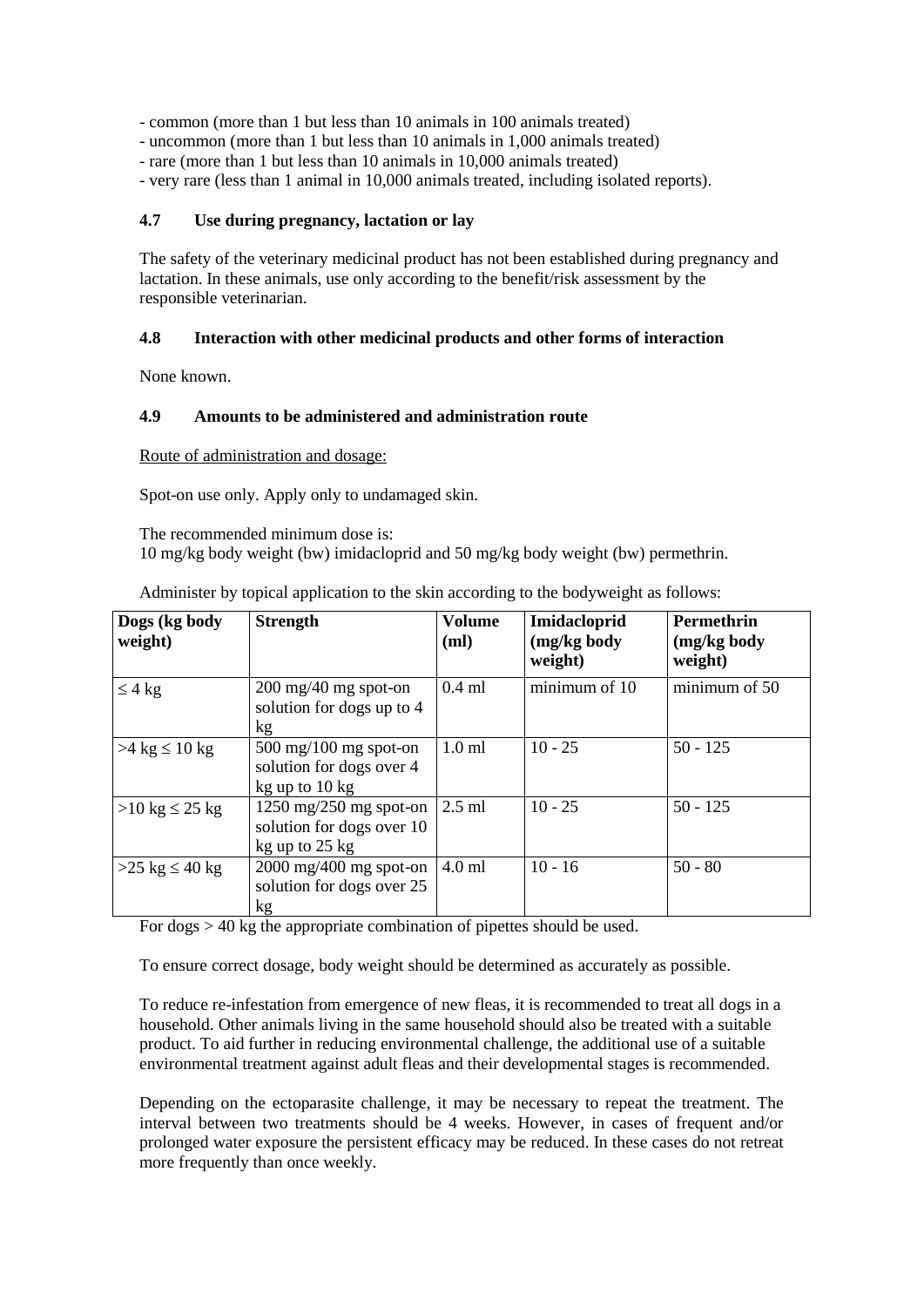- common (more than 1 but less than 10 animals in 100 animals treated)
- uncommon (more than 1 but less than 10 animals in 1,000 animals treated)
- rare (more than 1 but less than 10 animals in 10,000 animals treated)
- very rare (less than 1 animal in 10,000 animals treated, including isolated reports).

### 4.7 Use during pregnancy, lactation or lay

The safety of the veterinary medicinal product has not been established during pregnancy and lactation. In these animals, use only according to the benefit/risk assessment by the responsible veterinarian.

### 4.8 Interaction with other medicinal products and other forms of interaction

None known.

### 4.9 Amounts to be administered and administration route

Route of administration and dosage:

Spot-on use only. Apply only to undamaged skin.

The recommended minimum dose is:
10 mg/kg body weight (bw) imidacloprid and 50 mg/kg body weight (bw) permethrin.

Administer by topical application to the skin according to the bodyweight as follows:

| Dogs (kg body weight) | Strength | Volume (ml) | Imidacloprid (mg/kg body weight) | Permethrin (mg/kg body weight) |
|---|---|---|---|---|
| ≤ 4 kg | 200 mg/40 mg spot-on solution for dogs up to 4 kg | 0.4 ml | minimum of 10 | minimum of 50 |
| >4 kg ≤ 10 kg | 500 mg/100 mg spot-on solution for dogs over 4 kg up to 10 kg | 1.0 ml | 10 - 25 | 50 - 125 |
| >10 kg ≤ 25 kg | 1250 mg/250 mg spot-on solution for dogs over 10 kg up to 25 kg | 2.5 ml | 10 - 25 | 50 - 125 |
| >25 kg ≤ 40 kg | 2000 mg/400 mg spot-on solution for dogs over 25 kg | 4.0 ml | 10 - 16 | 50 - 80 |

For dogs > 40 kg the appropriate combination of pipettes should be used.

To ensure correct dosage, body weight should be determined as accurately as possible.

To reduce re-infestation from emergence of new fleas, it is recommended to treat all dogs in a household. Other animals living in the same household should also be treated with a suitable product. To aid further in reducing environmental challenge, the additional use of a suitable environmental treatment against adult fleas and their developmental stages is recommended.

Depending on the ectoparasite challenge, it may be necessary to repeat the treatment. The interval between two treatments should be 4 weeks. However, in cases of frequent and/or prolonged water exposure the persistent efficacy may be reduced. In these cases do not retreat more frequently than once weekly.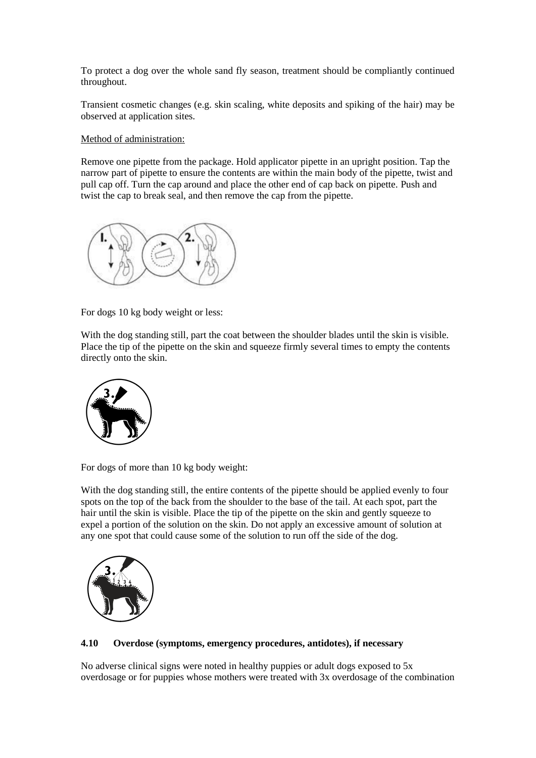To protect a dog over the whole sand fly season, treatment should be compliantly continued throughout.

Transient cosmetic changes (e.g. skin scaling, white deposits and spiking of the hair) may be observed at application sites.

Method of administration:

Remove one pipette from the package. Hold applicator pipette in an upright position. Tap the narrow part of pipette to ensure the contents are within the main body of the pipette, twist and pull cap off. Turn the cap around and place the other end of cap back on pipette. Push and twist the cap to break seal, and then remove the cap from the pipette.

For dogs 10 kg body weight or less:

With the dog standing still, part the coat between the shoulder blades until the skin is visible. Place the tip of the pipette on the skin and squeeze firmly several times to empty the contents directly onto the skin.

For dogs of more than 10 kg body weight:

With the dog standing still, the entire contents of the pipette should be applied evenly to four spots on the top of the back from the shoulder to the base of the tail. At each spot, part the hair until the skin is visible. Place the tip of the pipette on the skin and gently squeeze to expel a portion of the solution on the skin. Do not apply an excessive amount of solution at any one spot that could cause some of the solution to run off the side of the dog.

#### 4.10 Overdose (symptoms, emergency procedures, antidotes), if necessary

No adverse clinical signs were noted in healthy puppies or adult dogs exposed to 5x overdosage or for puppies whose mothers were treated with 3x overdosage of the combination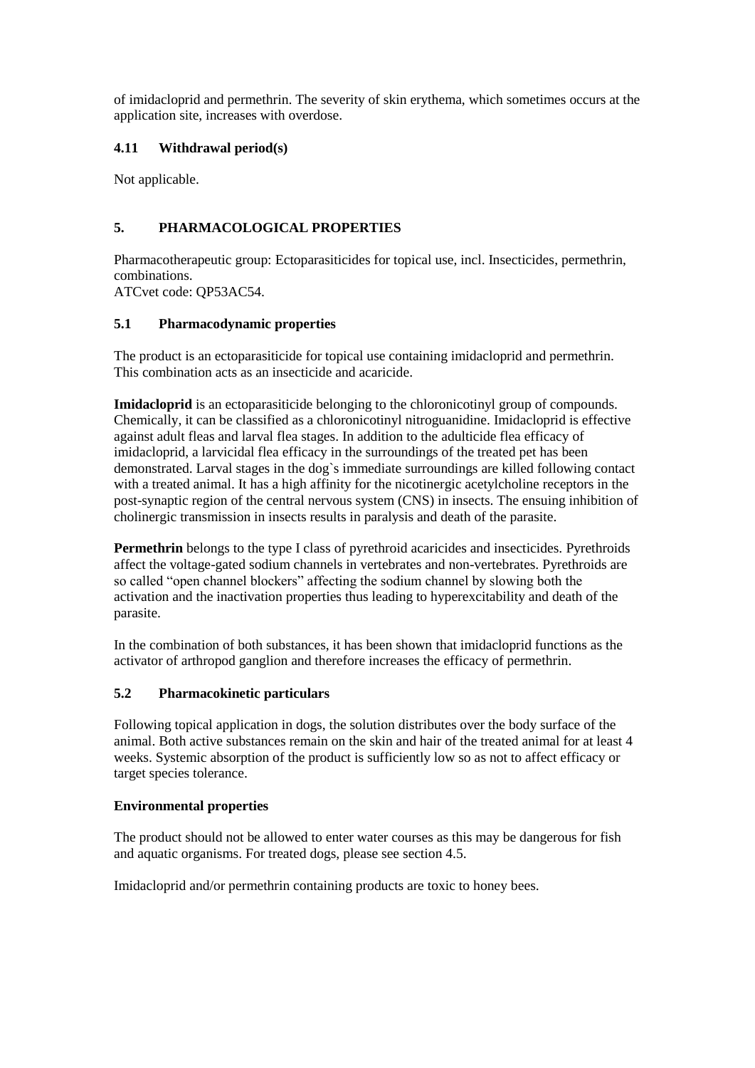of imidacloprid and permethrin. The severity of skin erythema, which sometimes occurs at the application site, increases with overdose.

### 4.11 Withdrawal period(s)

Not applicable.

## 5. PHARMACOLOGICAL PROPERTIES

Pharmacotherapeutic group: Ectoparasiticides for topical use, incl. Insecticides, permethrin, combinations.
ATCvet code: QP53AC54.

### 5.1 Pharmacodynamic properties

The product is an ectoparasiticide for topical use containing imidacloprid and permethrin. This combination acts as an insecticide and acaricide.

**Imidacloprid** is an ectoparasiticide belonging to the chloronicotinyl group of compounds. Chemically, it can be classified as a chloronicotinyl nitroguanidine. Imidacloprid is effective against adult fleas and larval flea stages. In addition to the adulticide flea efficacy of imidacloprid, a larvicidal flea efficacy in the surroundings of the treated pet has been demonstrated. Larval stages in the dog`s immediate surroundings are killed following contact with a treated animal. It has a high affinity for the nicotinergic acetylcholine receptors in the post-synaptic region of the central nervous system (CNS) in insects. The ensuing inhibition of cholinergic transmission in insects results in paralysis and death of the parasite.

**Permethrin** belongs to the type I class of pyrethroid acaricides and insecticides. Pyrethroids affect the voltage-gated sodium channels in vertebrates and non-vertebrates. Pyrethroids are so called "open channel blockers" affecting the sodium channel by slowing both the activation and the inactivation properties thus leading to hyperexcitability and death of the parasite.

In the combination of both substances, it has been shown that imidacloprid functions as the activator of arthropod ganglion and therefore increases the efficacy of permethrin.

### 5.2 Pharmacokinetic particulars

Following topical application in dogs, the solution distributes over the body surface of the animal. Both active substances remain on the skin and hair of the treated animal for at least 4 weeks. Systemic absorption of the product is sufficiently low so as not to affect efficacy or target species tolerance.

**Environmental properties**

The product should not be allowed to enter water courses as this may be dangerous for fish and aquatic organisms. For treated dogs, please see section 4.5.

Imidacloprid and/or permethrin containing products are toxic to honey bees.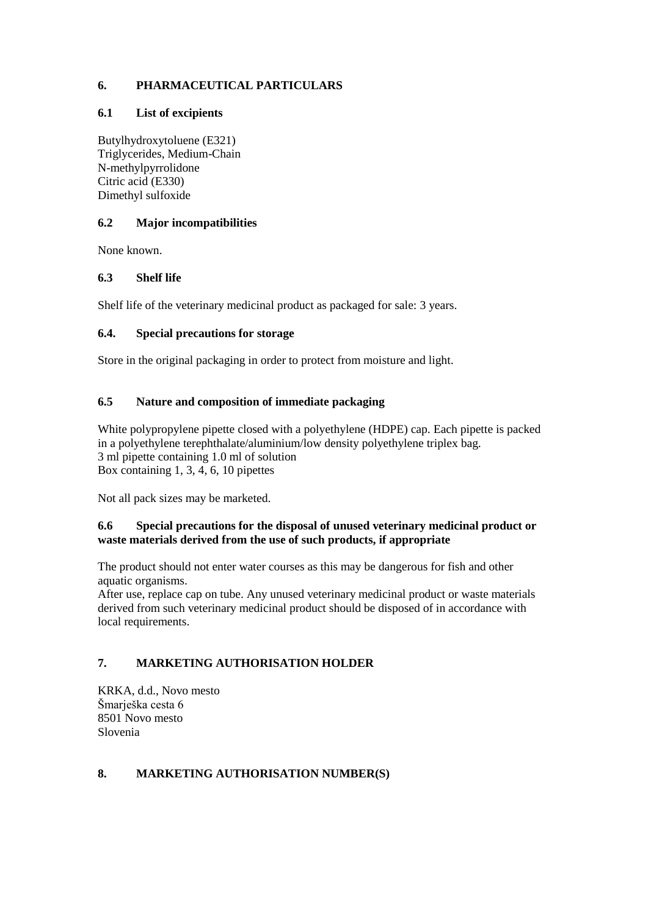## 6. PHARMACEUTICAL PARTICULARS

### 6.1 List of excipients

Butylhydroxytoluene (E321)
Triglycerides, Medium-Chain
N-methylpyrrolidone
Citric acid (E330)
Dimethyl sulfoxide

### 6.2 Major incompatibilities

None known.

### 6.3 Shelf life

Shelf life of the veterinary medicinal product as packaged for sale: 3 years.

### 6.4. Special precautions for storage

Store in the original packaging in order to protect from moisture and light.

### 6.5 Nature and composition of immediate packaging

White polypropylene pipette closed with a polyethylene (HDPE) cap. Each pipette is packed in a polyethylene terephthalate/aluminium/low density polyethylene triplex bag.
3 ml pipette containing 1.0 ml of solution
Box containing 1, 3, 4, 6, 10 pipettes

Not all pack sizes may be marketed.

### 6.6 Special precautions for the disposal of unused veterinary medicinal product or waste materials derived from the use of such products, if appropriate

The product should not enter water courses as this may be dangerous for fish and other aquatic organisms.
After use, replace cap on tube. Any unused veterinary medicinal product or waste materials derived from such veterinary medicinal product should be disposed of in accordance with local requirements.

## 7. MARKETING AUTHORISATION HOLDER

KRKA, d.d., Novo mesto
Šmarješka cesta 6
8501 Novo mesto
Slovenia

## 8. MARKETING AUTHORISATION NUMBER(S)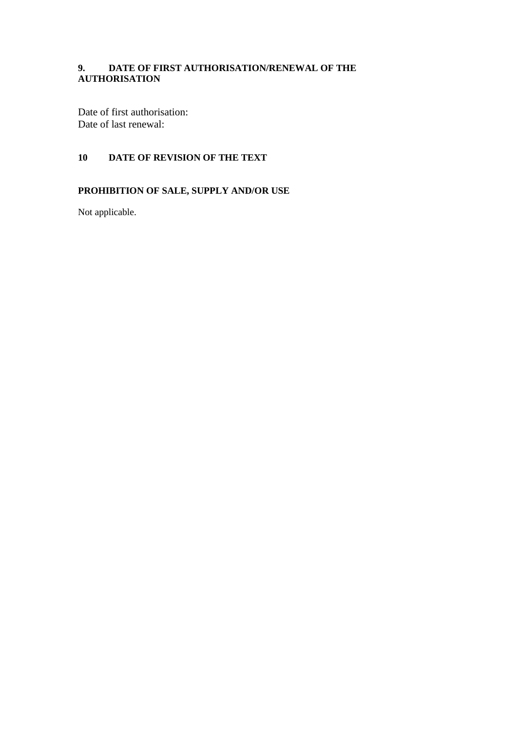## 9. DATE OF FIRST AUTHORISATION/RENEWAL OF THE AUTHORISATION

Date of first authorisation:
Date of last renewal:

## 10 DATE OF REVISION OF THE TEXT

## PROHIBITION OF SALE, SUPPLY AND/OR USE

Not applicable.